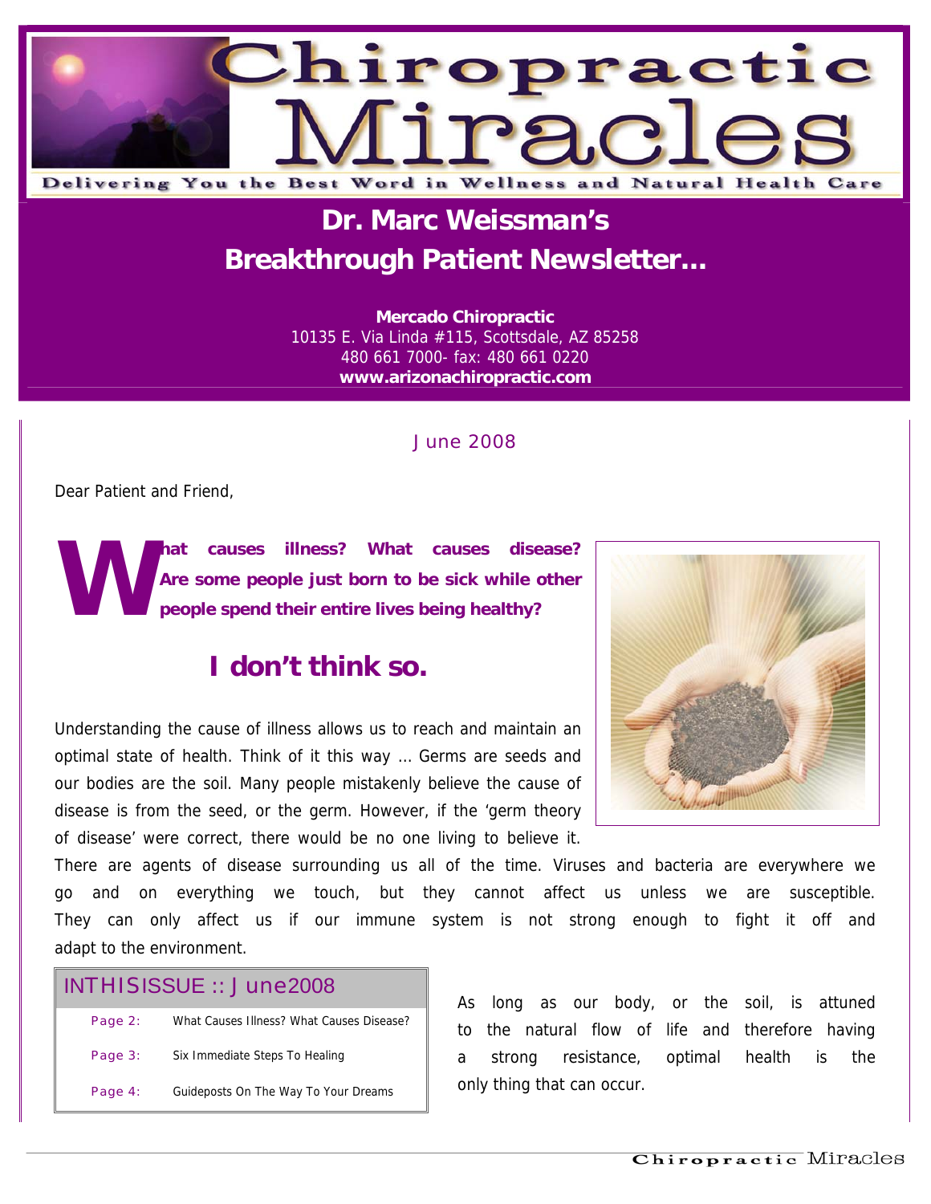# Chiropractic Miracles

Delivering You the Best Word in Wellness and Natural Health Care

## Dr. Marc Weissman's Breakthrough Patient Newsletter…

**Mercado Chiropractic**
10135 E. Via Linda #115, Scottsdale, AZ 85258
480 661 7000- fax: 480 661 0220
**www.arizonachiropractic.com**

June 2008

Dear Patient and Friend,

**What causes illness? What causes disease? Are some people just born to be sick while other people spend their entire lives being healthy?**

## I don't think so.

Understanding the cause of illness allows us to reach and maintain an optimal state of health. Think of it this way … Germs are seeds and our bodies are the soil. Many people mistakenly believe the cause of disease is from the seed, or the germ. However, if the 'germ theory of disease' were correct, there would be no one living to believe it. There are agents of disease surrounding us all of the time. Viruses and bacteria are everywhere we go and on everything we touch, but they cannot affect us unless we are susceptible. They can only affect us if our immune system is not strong enough to fight it off and adapt to the environment.

As long as our body, or the soil, is attuned to the natural flow of life and therefore having a strong resistance, optimal health is the only thing that can occur.

| IN THIS ISSUE :: June 2008 | |
|---|---|
| Page 2: | What Causes Illness? What Causes Disease? |
| Page 3: | Six Immediate Steps To Healing |
| Page 4: | Guideposts On The Way To Your Dreams |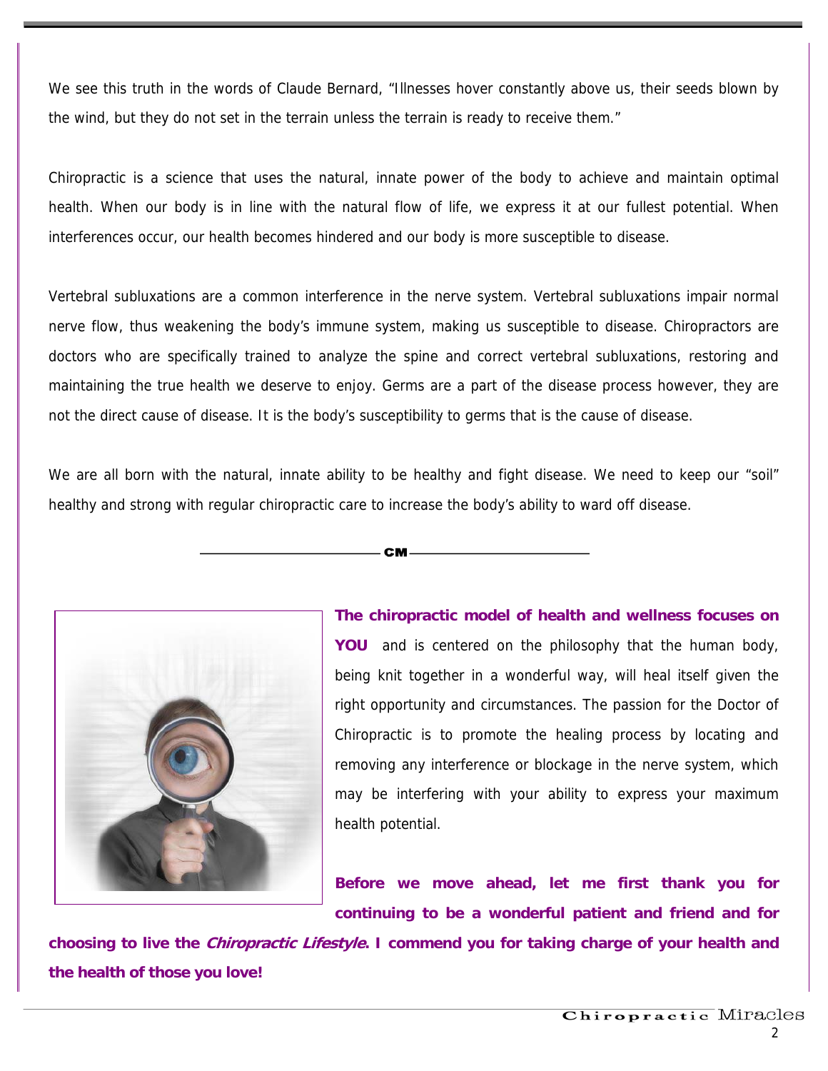We see this truth in the words of Claude Bernard, "Illnesses hover constantly above us, their seeds blown by the wind, but they do not set in the terrain unless the terrain is ready to receive them."

Chiropractic is a science that uses the natural, innate power of the body to achieve and maintain optimal health. When our body is in line with the natural flow of life, we express it at our fullest potential. When interferences occur, our health becomes hindered and our body is more susceptible to disease.

Vertebral subluxations are a common interference in the nerve system. Vertebral subluxations impair normal nerve flow, thus weakening the body's immune system, making us susceptible to disease. Chiropractors are doctors who are specifically trained to analyze the spine and correct vertebral subluxations, restoring and maintaining the true health we deserve to enjoy. Germs are a part of the disease process however, they are not the direct cause of disease. It is the body's susceptibility to germs that is the cause of disease.

We are all born with the natural, innate ability to be healthy and fight disease. We need to keep our "soil" healthy and strong with regular chiropractic care to increase the body's ability to ward off disease.

CM

**The chiropractic model of health and wellness focuses on YOU** and is centered on the philosophy that the human body, being knit together in a wonderful way, will heal itself given the right opportunity and circumstances. The passion for the Doctor of Chiropractic is to promote the healing process by locating and removing any interference or blockage in the nerve system, which may be interfering with your ability to express your maximum health potential.

**Before we move ahead, let me first thank you for continuing to be a wonderful patient and friend and for choosing to live the *Chiropractic Lifestyle*. I commend you for taking charge of your health and the health of those you love!**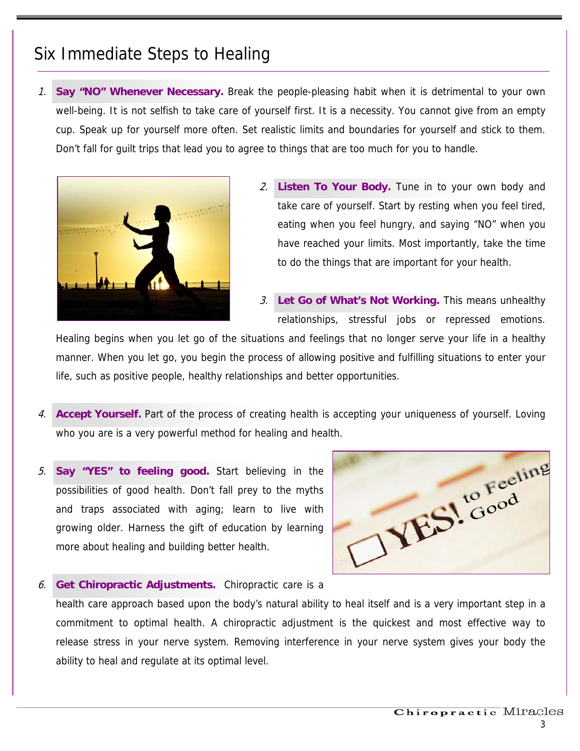# Six Immediate Steps to Healing

1. **Say "NO" Whenever Necessary.** Break the people-pleasing habit when it is detrimental to your own well-being. It is not selfish to take care of yourself first. It is a necessity. You cannot give from an empty cup. Speak up for yourself more often. Set realistic limits and boundaries for yourself and stick to them. Don't fall for guilt trips that lead you to agree to things that are too much for you to handle.

2. **Listen To Your Body.** Tune in to your own body and take care of yourself. Start by resting when you feel tired, eating when you feel hungry, and saying "NO" when you have reached your limits. Most importantly, take the time to do the things that are important for your health.

3. **Let Go of What's Not Working.** This means unhealthy relationships, stressful jobs or repressed emotions. Healing begins when you let go of the situations and feelings that no longer serve your life in a healthy manner. When you let go, you begin the process of allowing positive and fulfilling situations to enter your life, such as positive people, healthy relationships and better opportunities.

4. **Accept Yourself.** Part of the process of creating health is accepting your uniqueness of yourself. Loving who you are is a very powerful method for healing and health.

5. **Say "YES" to feeling good.** Start believing in the possibilities of good health. Don't fall prey to the myths and traps associated with aging; learn to live with growing older. Harness the gift of education by learning more about healing and building better health.

6. **Get Chiropractic Adjustments.** Chiropractic care is a health care approach based upon the body's natural ability to heal itself and is a very important step in a commitment to optimal health. A chiropractic adjustment is the quickest and most effective way to release stress in your nerve system. Removing interference in your nerve system gives your body the ability to heal and regulate at its optimal level.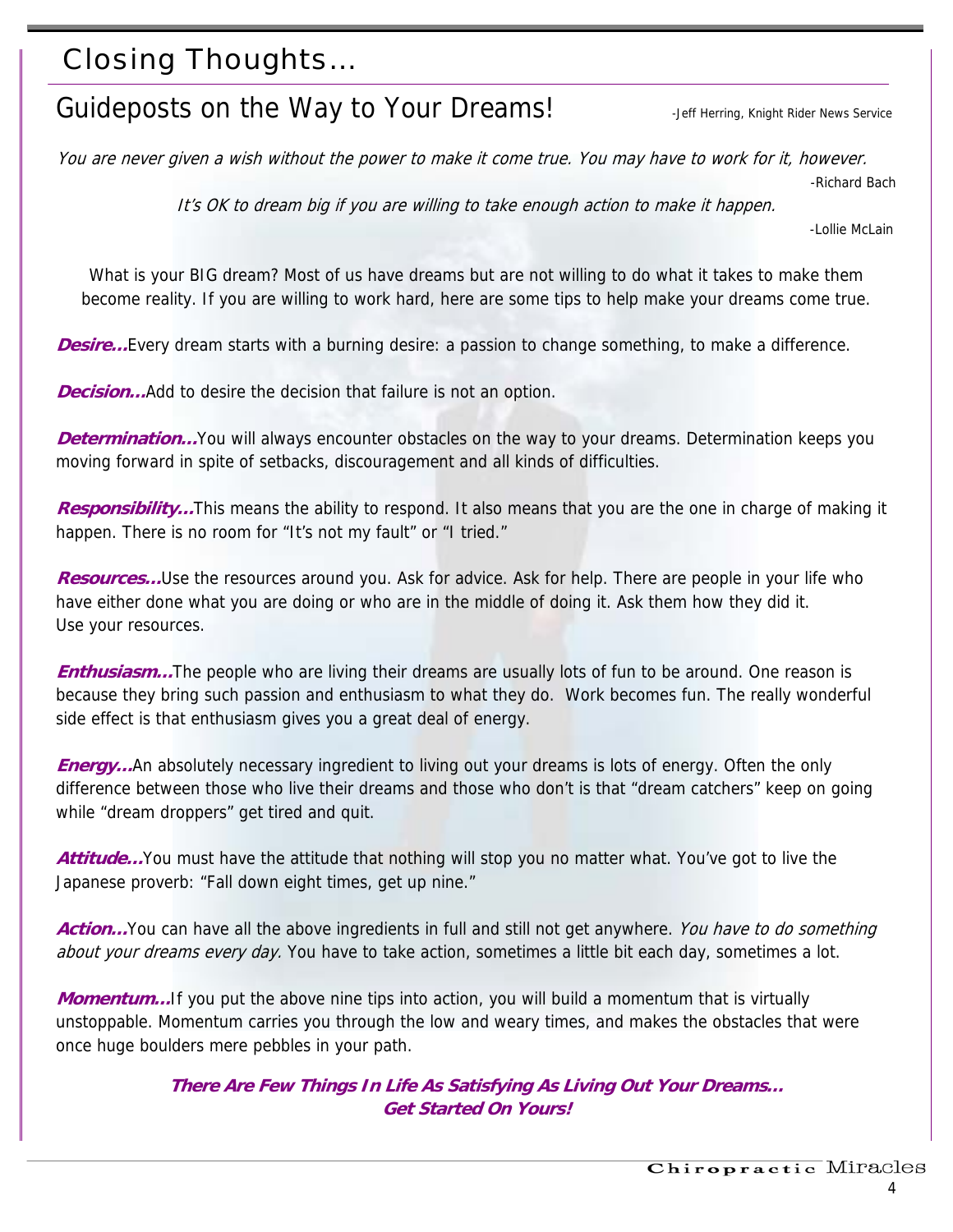# Closing Thoughts…

## Guideposts on the Way to Your Dreams!

-Jeff Herring, Knight Rider News Service

*You are never given a wish without the power to make it come true. You may have to work for it, however.*

-Richard Bach

*It's OK to dream big if you are willing to take enough action to make it happen.*

-Lollie McLain

What is your BIG dream? Most of us have dreams but are not willing to do what it takes to make them become reality. If you are willing to work hard, here are some tips to help make your dreams come true.

***Desire…*** Every dream starts with a burning desire: a passion to change something, to make a difference.

***Decision…*** Add to desire the decision that failure is not an option.

***Determination…*** You will always encounter obstacles on the way to your dreams. Determination keeps you moving forward in spite of setbacks, discouragement and all kinds of difficulties.

***Responsibility…*** This means the ability to respond. It also means that you are the one in charge of making it happen. There is no room for "It's not my fault" or "I tried."

***Resources…*** Use the resources around you. Ask for advice. Ask for help. There are people in your life who have either done what you are doing or who are in the middle of doing it. Ask them how they did it. Use your resources.

***Enthusiasm…*** The people who are living their dreams are usually lots of fun to be around. One reason is because they bring such passion and enthusiasm to what they do. Work becomes fun. The really wonderful side effect is that enthusiasm gives you a great deal of energy.

***Energy…*** An absolutely necessary ingredient to living out your dreams is lots of energy. Often the only difference between those who live their dreams and those who don't is that "dream catchers" keep on going while "dream droppers" get tired and quit.

***Attitude…*** You must have the attitude that nothing will stop you no matter what. You've got to live the Japanese proverb: "Fall down eight times, get up nine."

***Action…*** You can have all the above ingredients in full and still not get anywhere. *You have to do something about your dreams every day.* You have to take action, sometimes a little bit each day, sometimes a lot.

***Momentum…*** If you put the above nine tips into action, you will build a momentum that is virtually unstoppable. Momentum carries you through the low and weary times, and makes the obstacles that were once huge boulders mere pebbles in your path.

***There Are Few Things In Life As Satisfying As Living Out Your Dreams… Get Started On Yours!***